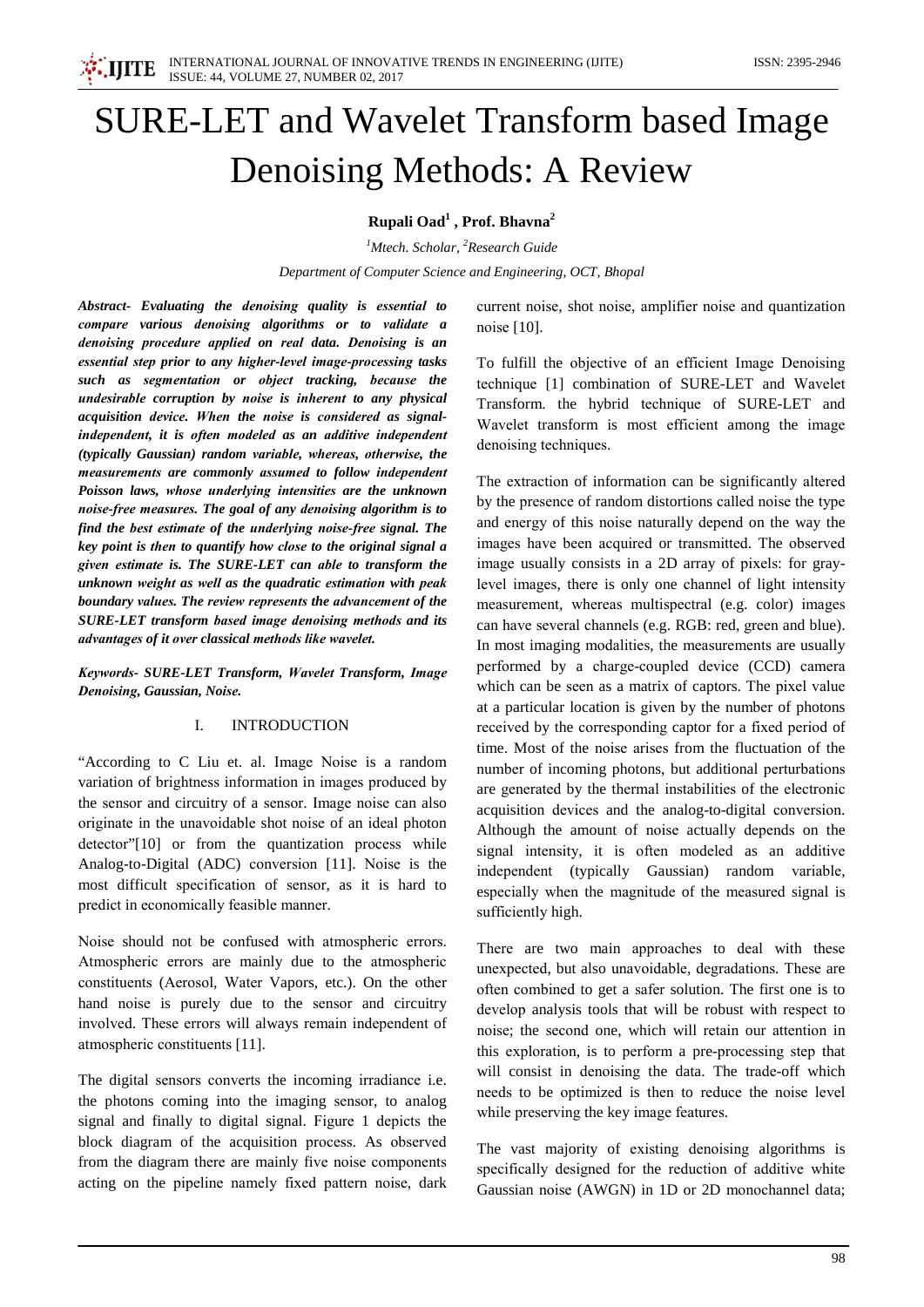# SURE-LET and Wavelet Transform based Image Denoising Methods: A Review

**Rupali Oad[1] , Prof. Bhavna[2]**

[1]*Mtech. Scholar,* [2]*Research Guide*

*Department of Computer Science and Engineering, OCT, Bhopal*

***Abstract- Evaluating the denoising quality is essential to compare various denoising algorithms or to validate a denoising procedure applied on real data. Denoising is an essential step prior to any higher-level image-processing tasks such as segmentation or object tracking, because the undesirable corruption by noise is inherent to any physical acquisition device. When the noise is considered as signal-independent, it is often modeled as an additive independent (typically Gaussian) random variable, whereas, otherwise, the measurements are commonly assumed to follow independent Poisson laws, whose underlying intensities are the unknown noise-free measures. The goal of any denoising algorithm is to find the best estimate of the underlying noise-free signal. The key point is then to quantify how close to the original signal a given estimate is. The SURE-LET can able to transform the unknown weight as well as the quadratic estimation with peak boundary values. The review represents the advancement of the SURE-LET transform based image denoising methods and its advantages of it over classical methods like wavelet.***

***Keywords- SURE-LET Transform, Wavelet Transform, Image Denoising, Gaussian, Noise.***

## I. INTRODUCTION

"According to C Liu et. al. Image Noise is a random variation of brightness information in images produced by the sensor and circuitry of a sensor. Image noise can also originate in the unavoidable shot noise of an ideal photon detector"[10] or from the quantization process while Analog-to-Digital (ADC) conversion [11]. Noise is the most difficult specification of sensor, as it is hard to predict in economically feasible manner.

Noise should not be confused with atmospheric errors. Atmospheric errors are mainly due to the atmospheric constituents (Aerosol, Water Vapors, etc.). On the other hand noise is purely due to the sensor and circuitry involved. These errors will always remain independent of atmospheric constituents [11].

The digital sensors converts the incoming irradiance i.e. the photons coming into the imaging sensor, to analog signal and finally to digital signal. Figure 1 depicts the block diagram of the acquisition process. As observed from the diagram there are mainly five noise components acting on the pipeline namely fixed pattern noise, dark current noise, shot noise, amplifier noise and quantization noise [10].

To fulfill the objective of an efficient Image Denoising technique [1] combination of SURE-LET and Wavelet Transform. the hybrid technique of SURE-LET and Wavelet transform is most efficient among the image denoising techniques.

The extraction of information can be significantly altered by the presence of random distortions called noise the type and energy of this noise naturally depend on the way the images have been acquired or transmitted. The observed image usually consists in a 2D array of pixels: for gray-level images, there is only one channel of light intensity measurement, whereas multispectral (e.g. color) images can have several channels (e.g. RGB: red, green and blue). In most imaging modalities, the measurements are usually performed by a charge-coupled device (CCD) camera which can be seen as a matrix of captors. The pixel value at a particular location is given by the number of photons received by the corresponding captor for a fixed period of time. Most of the noise arises from the fluctuation of the number of incoming photons, but additional perturbations are generated by the thermal instabilities of the electronic acquisition devices and the analog-to-digital conversion. Although the amount of noise actually depends on the signal intensity, it is often modeled as an additive independent (typically Gaussian) random variable, especially when the magnitude of the measured signal is sufficiently high.

There are two main approaches to deal with these unexpected, but also unavoidable, degradations. These are often combined to get a safer solution. The first one is to develop analysis tools that will be robust with respect to noise; the second one, which will retain our attention in this exploration, is to perform a pre-processing step that will consist in denoising the data. The trade-off which needs to be optimized is then to reduce the noise level while preserving the key image features.

The vast majority of existing denoising algorithms is specifically designed for the reduction of additive white Gaussian noise (AWGN) in 1D or 2D monochannel data;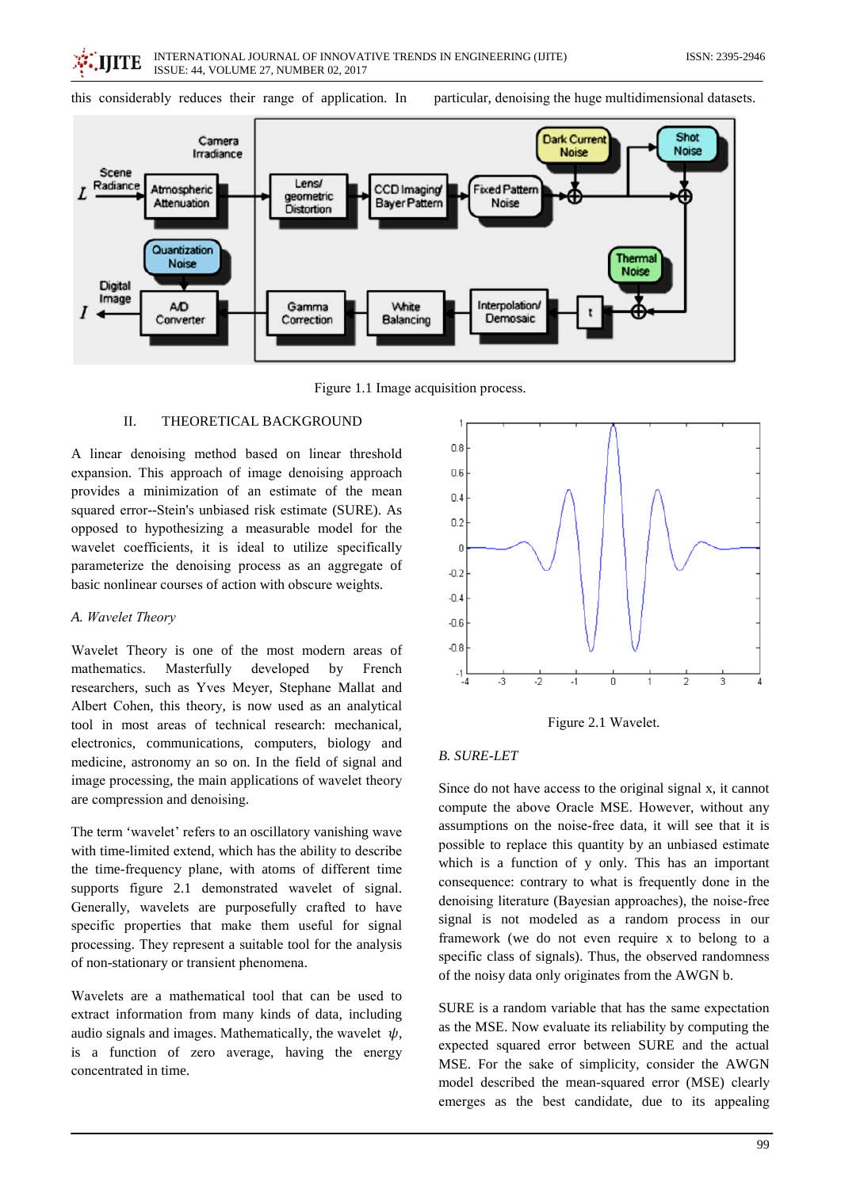this considerably reduces their range of application. In particular, denoising the huge multidimensional datasets.

Figure 1.1 Image acquisition process.

## II. THEORETICAL BACKGROUND

A linear denoising method based on linear threshold expansion. This approach of image denoising approach provides a minimization of an estimate of the mean squared error--Stein's unbiased risk estimate (SURE). As opposed to hypothesizing a measurable model for the wavelet coefficients, it is ideal to utilize specifically parameterize the denoising process as an aggregate of basic nonlinear courses of action with obscure weights.

### *A. Wavelet Theory*

Wavelet Theory is one of the most modern areas of mathematics. Masterfully developed by French researchers, such as Yves Meyer, Stephane Mallat and Albert Cohen, this theory, is now used as an analytical tool in most areas of technical research: mechanical, electronics, communications, computers, biology and medicine, astronomy an so on. In the field of signal and image processing, the main applications of wavelet theory are compression and denoising.

The term 'wavelet' refers to an oscillatory vanishing wave with the time-limited extend, which has the ability to describe the time-frequency plane, with atoms of different time supports figure 2.1 demonstrated wavelet of signal. Generally, wavelets are purposefully crafted to have specific properties that make them useful for signal processing. They represent a suitable tool for the analysis of non-stationary or transient phenomena.

Wavelets are a mathematical tool that can be used to extract information from many kinds of data, including audio signals and images. Mathematically, the wavelet $\psi$, is a function of zero average, having the energy concentrated in time.

Figure 2.1 Wavelet.

### *B. SURE-LET*

Since do not have access to the original signal x, it cannot compute the above Oracle MSE. However, without any assumptions on the noise-free data, it will see that it is possible to replace this quantity by an unbiased estimate which is a function of y only. This has an important consequence: contrary to what is frequently done in the denoising literature (Bayesian approaches), the noise-free signal is not modeled as a random process in our framework (we do not even require x to belong to a specific class of signals). Thus, the observed randomness of the noisy data only originates from the AWGN b.

SURE is a random variable that has the same expectation as the MSE. Now evaluate its reliability by computing the expected squared error between SURE and the actual MSE. For the sake of simplicity, consider the AWGN model described the mean-squared error (MSE) clearly emerges as the best candidate, due to its appealing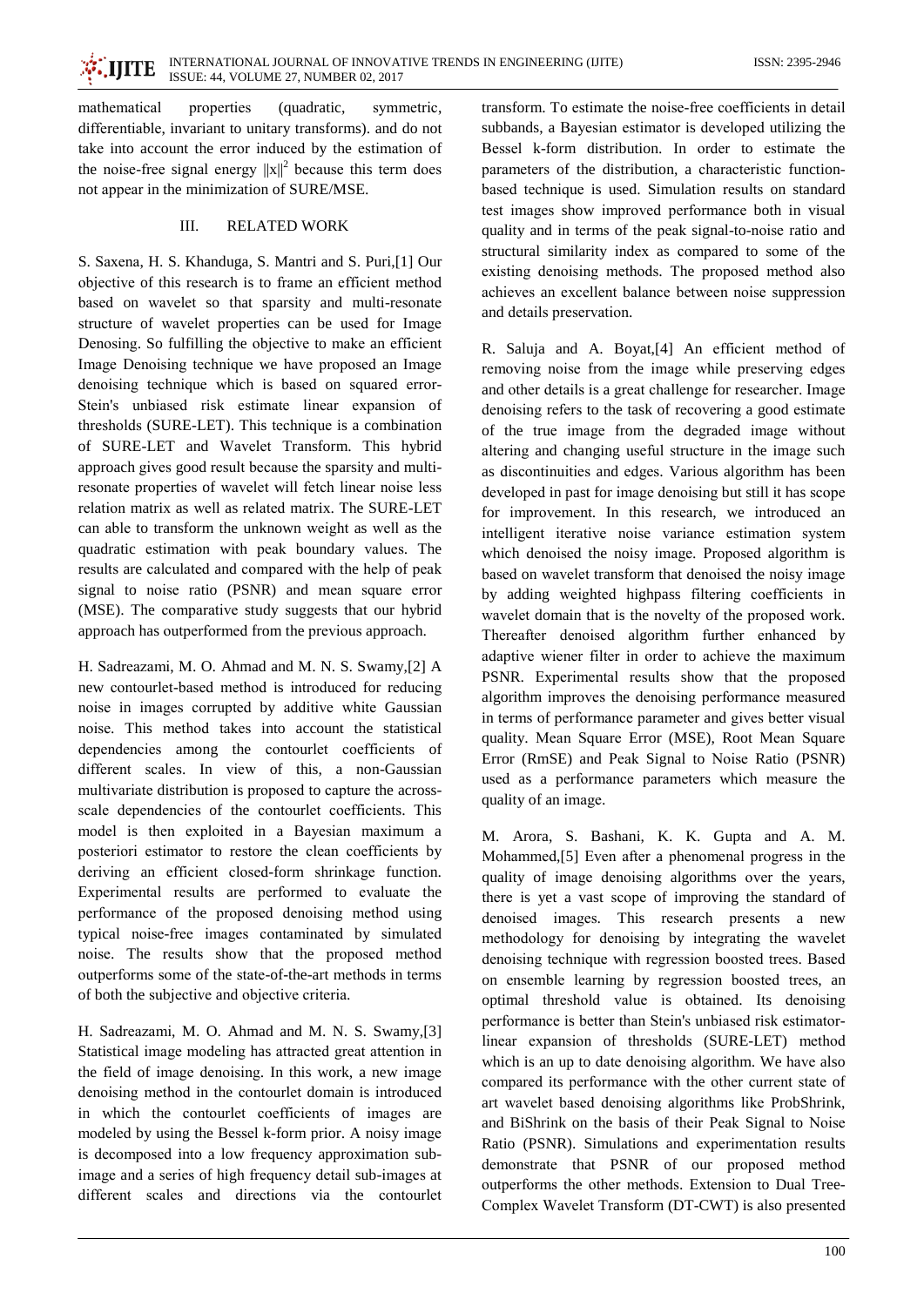mathematical properties (quadratic, symmetric, differentiable, invariant to unitary transforms). and do not take into account the error induced by the estimation of the noise-free signal energy $\|x\|^2$ because this term does not appear in the minimization of SURE/MSE.

## III. RELATED WORK

S. Saxena, H. S. Khanduga, S. Mantri and S. Puri,[1] Our objective of this research is to frame an efficient method based on wavelet so that sparsity and multi-resonate structure of wavelet properties can be used for Image Denosing. So fulfilling the objective to make an efficient Image Denoising technique we have proposed an Image denoising technique which is based on squared error-Stein's unbiased risk estimate linear expansion of thresholds (SURE-LET). This technique is a combination of SURE-LET and Wavelet Transform. This hybrid approach gives good result because the sparsity and multi-resonate properties of wavelet will fetch linear noise less relation matrix as well as related matrix. The SURE-LET can able to transform the unknown weight as well as the quadratic estimation with peak boundary values. The results are calculated and compared with the help of peak signal to noise ratio (PSNR) and mean square error (MSE). The comparative study suggests that our hybrid approach has outperformed from the previous approach.

H. Sadreazami, M. O. Ahmad and M. N. S. Swamy,[2] A new contourlet-based method is introduced for reducing noise in images corrupted by additive white Gaussian noise. This method takes into account the statistical dependencies among the contourlet coefficients of different scales. In view of this, a non-Gaussian multivariate distribution is proposed to capture the across-scale dependencies of the contourlet coefficients. This model is then exploited in a Bayesian maximum a posteriori estimator to restore the clean coefficients by deriving an efficient closed-form shrinkage function. Experimental results are performed to evaluate the performance of the proposed denoising method using typical noise-free images contaminated by simulated noise. The results show that the proposed method outperforms some of the state-of-the-art methods in terms of both the subjective and objective criteria.

H. Sadreazami, M. O. Ahmad and M. N. S. Swamy,[3] Statistical image modeling has attracted great attention in the field of image denoising. In this work, a new image denoising method in the contourlet domain is introduced in which the contourlet coefficients of images are modeled by using the Bessel k-form prior. A noisy image is decomposed into a low frequency approximation sub-image and a series of high frequency detail sub-images at different scales and directions via the contourlet transform. To estimate the noise-free coefficients in detail subbands, a Bayesian estimator is developed utilizing the Bessel k-form distribution. In order to estimate the parameters of the distribution, a characteristic function-based technique is used. Simulation results on standard test images show improved performance both in visual quality and in terms of the peak signal-to-noise ratio and structural similarity index as compared to some of the existing denoising methods. The proposed method also achieves an excellent balance between noise suppression and details preservation.

R. Saluja and A. Boyat,[4] An efficient method of removing noise from the image while preserving edges and other details is a great challenge for researcher. Image denoising refers to the task of recovering a good estimate of the true image from the degraded image without altering and changing useful structure in the image such as discontinuities and edges. Various algorithm has been developed in past for image denoising but still it has scope for improvement. In this research, we introduced an intelligent iterative noise variance estimation system which denoised the noisy image. Proposed algorithm is based on wavelet transform that denoised the noisy image by adding weighted highpass filtering coefficients in wavelet domain that is the novelty of the proposed work. Thereafter denoised algorithm further enhanced by adaptive wiener filter in order to achieve the maximum PSNR. Experimental results show that the proposed algorithm improves the denoising performance measured in terms of performance parameter and gives better visual quality. Mean Square Error (MSE), Root Mean Square Error (RmSE) and Peak Signal to Noise Ratio (PSNR) used as a performance parameters which measure the quality of an image.

M. Arora, S. Bashani, K. K. Gupta and A. M. Mohammed,[5] Even after a phenomenal progress in the quality of image denoising algorithms over the years, there is yet a vast scope of improving the standard of denoised images. This research presents a new methodology for denoising by integrating the wavelet denoising technique with regression boosted trees. Based on ensemble learning by regression boosted trees, an optimal threshold value is obtained. Its denoising performance is better than Stein's unbiased risk estimator-linear expansion of thresholds (SURE-LET) method which is an up to date denoising algorithm. We have also compared its performance with the other current state of art wavelet based denoising algorithms like ProbShrink, and BiShrink on the basis of their Peak Signal to Noise Ratio (PSNR). Simulations and experimentation results demonstrate that PSNR of our proposed method outperforms the other methods. Extension to Dual Tree-Complex Wavelet Transform (DT-CWT) is also presented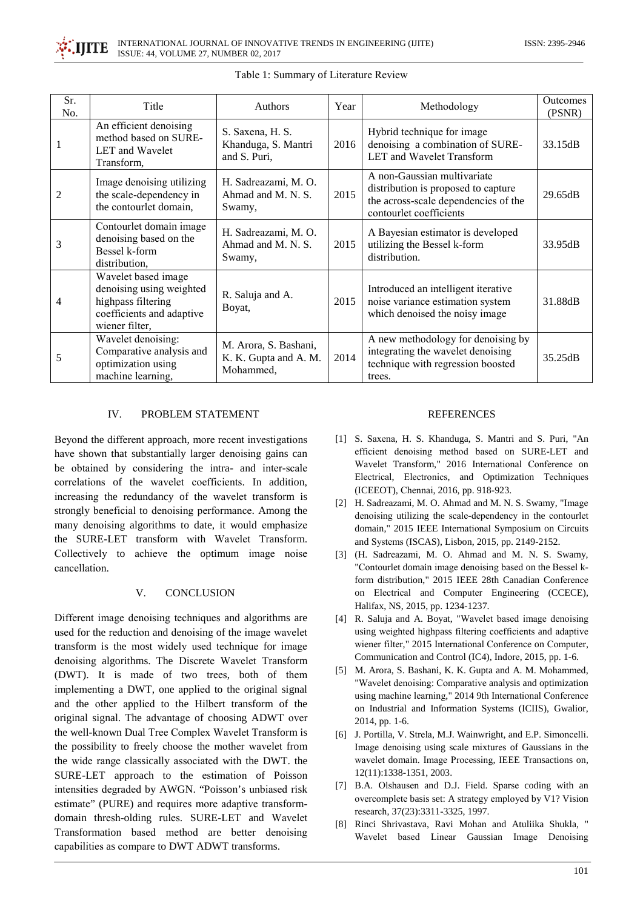Table 1: Summary of Literature Review

| Sr. No. | Title | Authors | Year | Methodology | Outcomes (PSNR) |
|---|---|---|---|---|---|
| 1 | An efficient denoising method based on SURE-LET and Wavelet Transform, | S. Saxena, H. S. Khanduga, S. Mantri and S. Puri, | 2016 | Hybrid technique for image denoising a combination of SURE-LET and Wavelet Transform | 33.15dB |
| 2 | Image denoising utilizing the scale-dependency in the contourlet domain, | H. Sadreazami, M. O. Ahmad and M. N. S. Swamy, | 2015 | A non-Gaussian multivariate distribution is proposed to capture the across-scale dependencies of the contourlet coefficients | 29.65dB |
| 3 | Contourlet domain image denoising based on the Bessel k-form distribution, | H. Sadreazami, M. O. Ahmad and M. N. S. Swamy, | 2015 | A Bayesian estimator is developed utilizing the Bessel k-form distribution. | 33.95dB |
| 4 | Wavelet based image denoising using weighted highpass filtering coefficients and adaptive wiener filter, | R. Saluja and A. Boyat, | 2015 | Introduced an intelligent iterative noise variance estimation system which denoised the noisy image | 31.88dB |
| 5 | Wavelet denoising: Comparative analysis and optimization using machine learning, | M. Arora, S. Bashani, K. K. Gupta and A. M. Mohammed, | 2014 | A new methodology for denoising by integrating the wavelet denoising technique with regression boosted trees. | 35.25dB |

## IV. PROBLEM STATEMENT

Beyond the different approach, more recent investigations have shown that substantially larger denoising gains can be obtained by considering the intra- and inter-scale correlations of the wavelet coefficients. In addition, increasing the redundancy of the wavelet transform is strongly beneficial to denoising performance. Among the many denoising algorithms to date, it would emphasize the SURE-LET transform with Wavelet Transform. Collectively to achieve the optimum image noise cancellation.

## V. CONCLUSION

Different image denoising techniques and algorithms are used for the reduction and denoising of the image wavelet transform is the most widely used technique for image denoising algorithms. The Discrete Wavelet Transform (DWT). It is made of two trees, both of them implementing a DWT, one applied to the original signal and the other applied to the Hilbert transform of the original signal. The advantage of choosing ADWT over the well-known Dual Tree Complex Wavelet Transform is the possibility to freely choose the mother wavelet from the wide range classically associated with the DWT. the SURE-LET approach to the estimation of Poisson intensities degraded by AWGN. "Poisson's unbiased risk estimate" (PURE) and requires more adaptive transform-domain thresh-olding rules. SURE-LET and Wavelet Transformation based method are better denoising capabilities as compare to DWT ADWT transforms.

## REFERENCES

[1] S. Saxena, H. S. Khanduga, S. Mantri and S. Puri, "An efficient denoising method based on SURE-LET and Wavelet Transform," 2016 International Conference on Electrical, Electronics, and Optimization Techniques (ICEEOT), Chennai, 2016, pp. 918-923.

[2] H. Sadreazami, M. O. Ahmad and M. N. S. Swamy, "Image denoising utilizing the scale-dependency in the contourlet domain," 2015 IEEE International Symposium on Circuits and Systems (ISCAS), Lisbon, 2015, pp. 2149-2152.

[3] (H. Sadreazami, M. O. Ahmad and M. N. S. Swamy, "Contourlet domain image denoising based on the Bessel k-form distribution," 2015 IEEE 28th Canadian Conference on Electrical and Computer Engineering (CCECE), Halifax, NS, 2015, pp. 1234-1237.

[4] R. Saluja and A. Boyat, "Wavelet based image denoising using weighted highpass filtering coefficients and adaptive wiener filter," 2015 International Conference on Computer, Communication and Control (IC4), Indore, 2015, pp. 1-6.

[5] M. Arora, S. Bashani, K. K. Gupta and A. M. Mohammed, "Wavelet denoising: Comparative analysis and optimization using machine learning," 2014 9th International Conference on Industrial and Information Systems (ICIIS), Gwalior, 2014, pp. 1-6.

[6] J. Portilla, V. Strela, M.J. Wainwright, and E.P. Simoncelli. Image denoising using scale mixtures of Gaussians in the wavelet domain. Image Processing, IEEE Transactions on, 12(11):1338-1351, 2003.

[7] B.A. Olshausen and D.J. Field. Sparse coding with an overcomplete basis set: A strategy employed by V1? Vision research, 37(23):3311-3325, 1997.

[8] Rinci Shrivastava, Ravi Mohan and Atuliika Shukla, " Wavelet based Linear Gaussian Image Denoising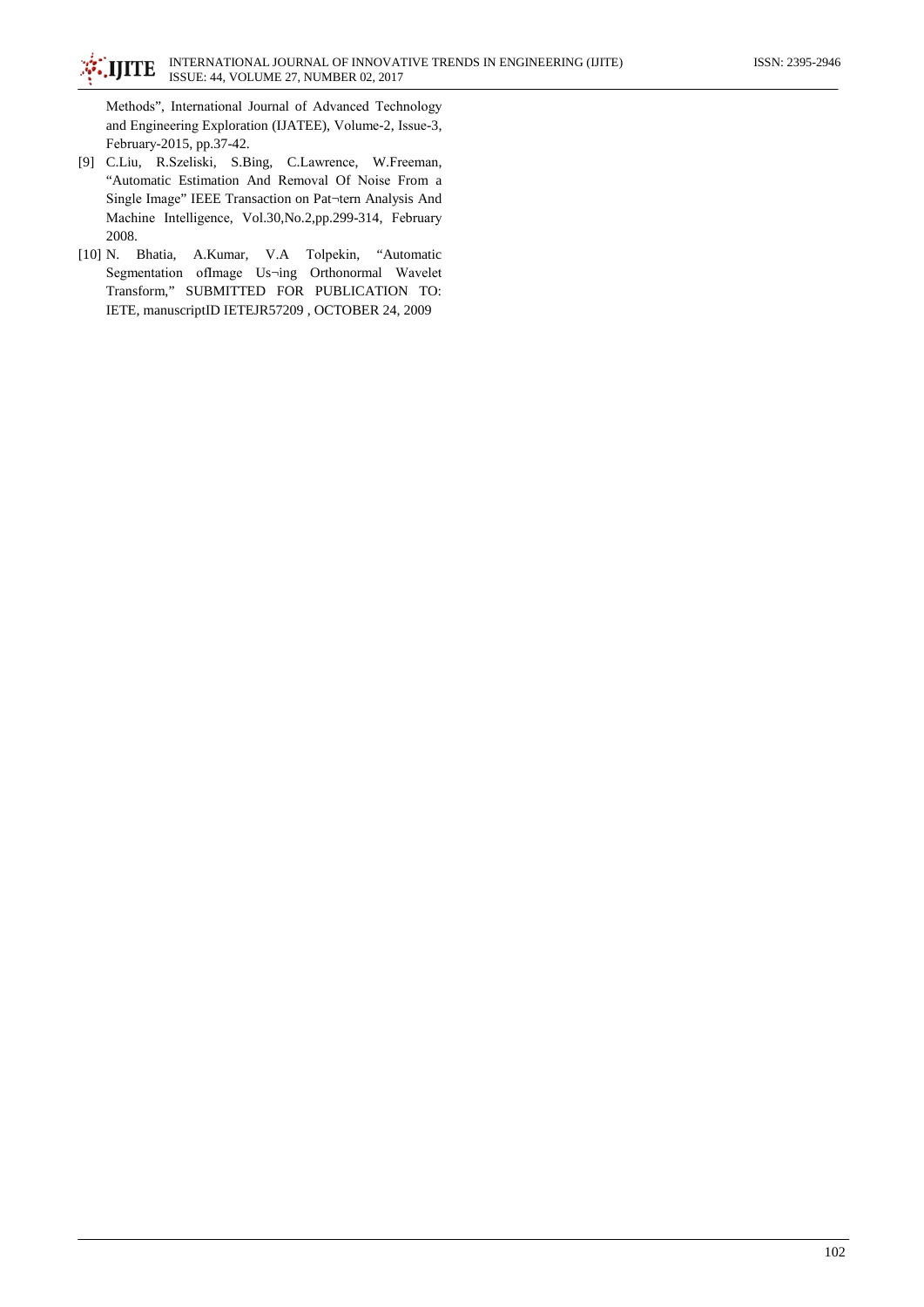Methods", International Journal of Advanced Technology and Engineering Exploration (IJATEE), Volume-2, Issue-3, February-2015, pp.37-42.

[9] C.Liu, R.Szeliski, S.Bing, C.Lawrence, W.Freeman, "Automatic Estimation And Removal Of Noise From a Single Image" IEEE Transaction on Pat¬tern Analysis And Machine Intelligence, Vol.30,No.2,pp.299-314, February 2008.

[10] N. Bhatia, A.Kumar, V.A Tolpekin, "Automatic Segmentation ofImage Us¬ing Orthonormal Wavelet Transform," SUBMITTED FOR PUBLICATION TO: IETE, manuscriptID IETEJR57209 , OCTOBER 24, 2009